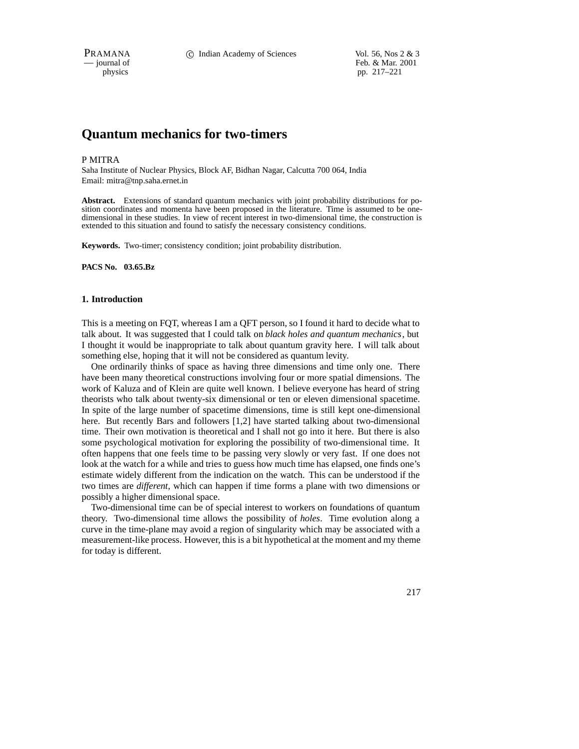# Quantum mechanics for two-timers

P MITRA

Saha Institute of Nuclear Physics, Block AF, Bidhan Nagar, Calcutta 700 064, India
Email: mitra@tnp.saha.ernet.in

**Abstract.** Extensions of standard quantum mechanics with joint probability distributions for position coordinates and momenta have been proposed in the literature. Time is assumed to be one-dimensional in these studies. In view of recent interest in two-dimensional time, the construction is extended to this situation and found to satisfy the necessary consistency conditions.

**Keywords.** Two-timer; consistency condition; joint probability distribution.

**PACS No. 03.65.Bz**

## 1. Introduction

This is a meeting on FQT, whereas I am a QFT person, so I found it hard to decide what to talk about. It was suggested that I could talk on *black holes and quantum mechanics*, but I thought it would be inappropriate to talk about quantum gravity here. I will talk about something else, hoping that it will not be considered as quantum levity.

One ordinarily thinks of space as having three dimensions and time only one. There have been many theoretical constructions involving four or more spatial dimensions. The work of Kaluza and of Klein are quite well known. I believe everyone has heard of string theorists who talk about twenty-six dimensional or ten or eleven dimensional spacetime. In spite of the large number of spacetime dimensions, time is still kept one-dimensional here. But recently Bars and followers [1,2] have started talking about two-dimensional time. Their own motivation is theoretical and I shall not go into it here. But there is also some psychological motivation for exploring the possibility of two-dimensional time. It often happens that one feels time to be passing very slowly or very fast. If one does not look at the watch for a while and tries to guess how much time has elapsed, one finds one's estimate widely different from the indication on the watch. This can be understood if the two times are *different*, which can happen if time forms a plane with two dimensions or possibly a higher dimensional space.

Two-dimensional time can be of special interest to workers on foundations of quantum theory. Two-dimensional time allows the possibility of *holes*. Time evolution along a curve in the time-plane may avoid a region of singularity which may be associated with a measurement-like process. However, this is a bit hypothetical at the moment and my theme for today is different.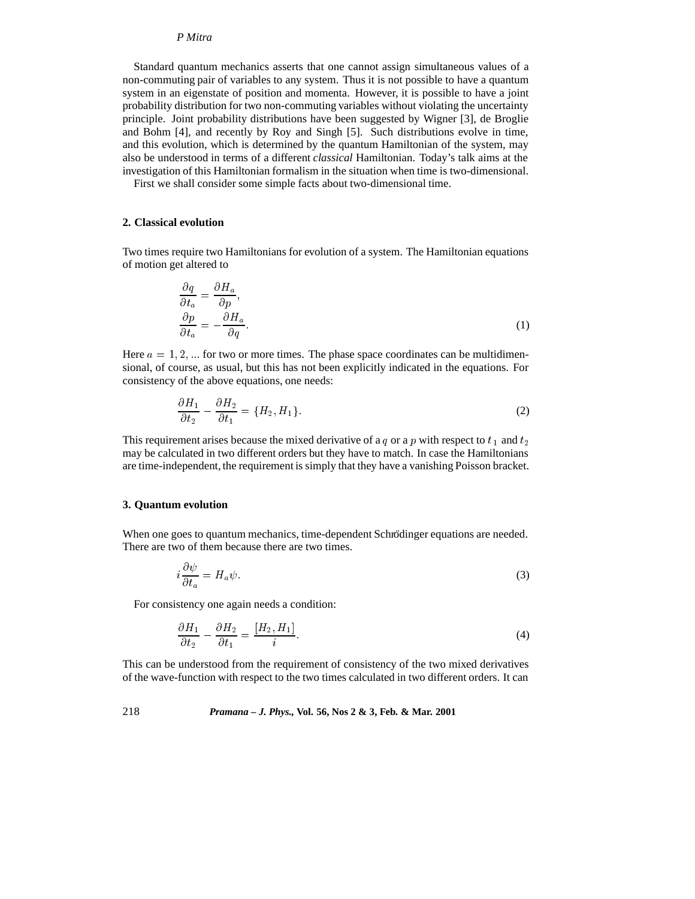Standard quantum mechanics asserts that one cannot assign simultaneous values of a non-commuting pair of variables to any system. Thus it is not possible to have a quantum system in an eigenstate of position and momenta. However, it is possible to have a joint probability distribution for two non-commuting variables without violating the uncertainty principle. Joint probability distributions have been suggested by Wigner [3], de Broglie and Bohm [4], and recently by Roy and Singh [5]. Such distributions evolve in time, and this evolution, which is determined by the quantum Hamiltonian of the system, may also be understood in terms of a different *classical* Hamiltonian. Today's talk aims at the investigation of this Hamiltonian formalism in the situation when time is two-dimensional.

First we shall consider some simple facts about two-dimensional time.

## 2. Classical evolution

Two times require two Hamiltonians for evolution of a system. The Hamiltonian equations of motion get altered to

$$\frac{\partial q}{\partial t_a} = \frac{\partial H_a}{\partial p},$$
$$\frac{\partial p}{\partial t_a} = -\frac{\partial H_a}{\partial q}. \tag{1}$$

Here $a = 1, 2, ...$ for two or more times. The phase space coordinates can be multidimensional, of course, as usual, but this has not been explicitly indicated in the equations. For consistency of the above equations, one needs:

$$\frac{\partial H_1}{\partial t_2} - \frac{\partial H_2}{\partial t_1} = \{H_2, H_1\}. \tag{2}$$

This requirement arises because the mixed derivative of a $q$ or a $p$ with respect to $t_1$ and $t_2$ may be calculated in two different orders but they have to match. In case the Hamiltonians are time-independent, the requirement is simply that they have a vanishing Poisson bracket.

## 3. Quantum evolution

When one goes to quantum mechanics, time-dependent Schrödinger equations are needed. There are two of them because there are two times.

$$i\frac{\partial \psi}{\partial t_a} = H_a \psi. \tag{3}$$

For consistency one again needs a condition:

$$\frac{\partial H_1}{\partial t_2} - \frac{\partial H_2}{\partial t_1} = \frac{[H_2, H_1]}{i}. \tag{4}$$

This can be understood from the requirement of consistency of the two mixed derivatives of the wave-function with respect to the two times calculated in two different orders. It can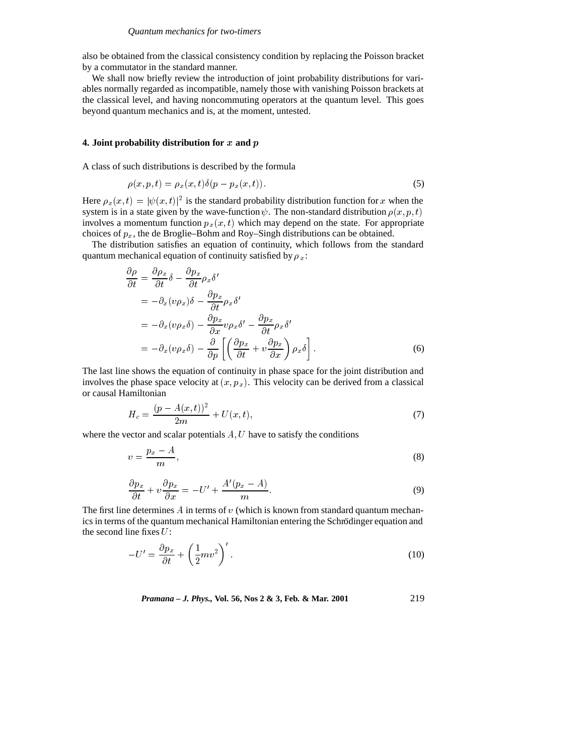also be obtained from the classical consistency condition by replacing the Poisson bracket by a commutator in the standard manner.

We shall now briefly review the introduction of joint probability distributions for variables normally regarded as incompatible, namely those with vanishing Poisson brackets at the classical level, and having noncommuting operators at the quantum level. This goes beyond quantum mechanics and is, at the moment, untested.

## 4. Joint probability distribution for $x$ and $p$

A class of such distributions is described by the formula

$$\rho(x,p,t) = \rho_x(x,t)\delta(p - p_x(x,t)). \tag{5}$$

Here $\rho_x(x,t) = |\psi(x,t)|^2$ is the standard probability distribution function for $x$ when the system is in a state given by the wave-function $\psi$. The non-standard distribution $\rho(x,p,t)$ involves a momentum function $p_x(x,t)$ which may depend on the state. For appropriate choices of $p_x$, the de Broglie–Bohm and Roy–Singh distributions can be obtained.

The distribution satisfies an equation of continuity, which follows from the standard quantum mechanical equation of continuity satisfied by $\rho_x$:

$$\begin{aligned}
\frac{\partial \rho}{\partial t} &= \frac{\partial \rho_x}{\partial t}\delta - \frac{\partial p_x}{\partial t}\rho_x \delta' \\
&= -\partial_x(v\rho_x)\delta - \frac{\partial p_x}{\partial t}\rho_x \delta' \\
&= -\partial_x(v\rho_x\delta) - \frac{\partial p_x}{\partial x}v\rho_x\delta' - \frac{\partial p_x}{\partial t}\rho_x\delta' \\
&= -\partial_x(v\rho_x\delta) - \frac{\partial}{\partial p}\left[\left(\frac{\partial p_x}{\partial t} + v\frac{\partial p_x}{\partial x}\right)\rho_x\delta\right].
\end{aligned} \tag{6}$$

The last line shows the equation of continuity in phase space for the joint distribution and involves the phase space velocity at $(x, p_x)$. This velocity can be derived from a classical or causal Hamiltonian

$$H_c = \frac{(p - A(x,t))^2}{2m} + U(x,t), \tag{7}$$

where the vector and scalar potentials $A, U$ have to satisfy the conditions

$$v = \frac{p_x - A}{m}, \tag{8}$$

$$\frac{\partial p_x}{\partial t} + v\frac{\partial p_x}{\partial x} = -U' + \frac{A'(p_x - A)}{m}. \tag{9}$$

The first line determines $A$ in terms of $v$ (which is known from standard quantum mechanics in terms of the quantum mechanical Hamiltonian entering the Schrödinger equation and the second line fixes $U$:

$$-U' = \frac{\partial p_x}{\partial t} + \left(\frac{1}{2}mv^2\right)'. \tag{10}$$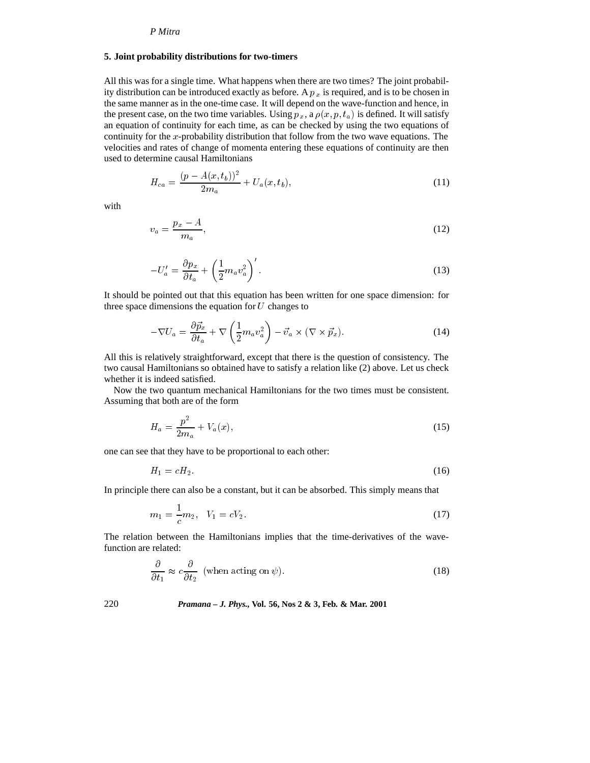## 5. Joint probability distributions for two-timers

All this was for a single time. What happens when there are two times? The joint probability distribution can be introduced exactly as before. A $p_x$ is required, and is to be chosen in the same manner as in the one-time case. It will depend on the wave-function and hence, in the present case, on the two time variables. Using $p_x$, a $\rho(x, p, t_a)$ is defined. It will satisfy an equation of continuity for each time, as can be checked by using the two equations of continuity for the $x$-probability distribution that follow from the two wave equations. The velocities and rates of change of momenta entering these equations of continuity are then used to determine causal Hamiltonians

$$H_{ca} = \frac{(p - A(x,t_b))^2}{2m_a} + U_a(x, t_b), \tag{11}$$

with

$$v_a = \frac{p_x - A}{m_a}, \tag{12}$$

$$-U_a' = \frac{\partial p_x}{\partial t_a} + \left(\frac{1}{2} m_a v_a^2\right)'. \tag{13}$$

It should be pointed out that this equation has been written for one space dimension: for three space dimensions the equation for $U$ changes to

$$-\nabla U_a = \frac{\partial \vec{p}_x}{\partial t_a} + \nabla\left(\frac{1}{2} m_a v_a^2\right) - \vec{v}_a \times (\nabla \times \vec{p}_x). \tag{14}$$

All this is relatively straightforward, except that there is the question of consistency. The two causal Hamiltonians so obtained have to satisfy a relation like (2) above. Let us check whether it is indeed satisfied.

Now the two quantum mechanical Hamiltonians for the two times must be consistent. Assuming that both are of the form

$$H_a = \frac{p^2}{2m_a} + V_a(x), \tag{15}$$

one can see that they have to be proportional to each other:

$$H_1 = cH_2. \tag{16}$$

In principle there can also be a constant, but it can be absorbed. This simply means that

$$m_1 = \frac{1}{c} m_2, \quad V_1 = cV_2. \tag{17}$$

The relation between the Hamiltonians implies that the time-derivatives of the wave-function are related:

$$\frac{\partial}{\partial t_1} \approx c \frac{\partial}{\partial t_2} \quad (\text{when acting on } \psi). \tag{18}$$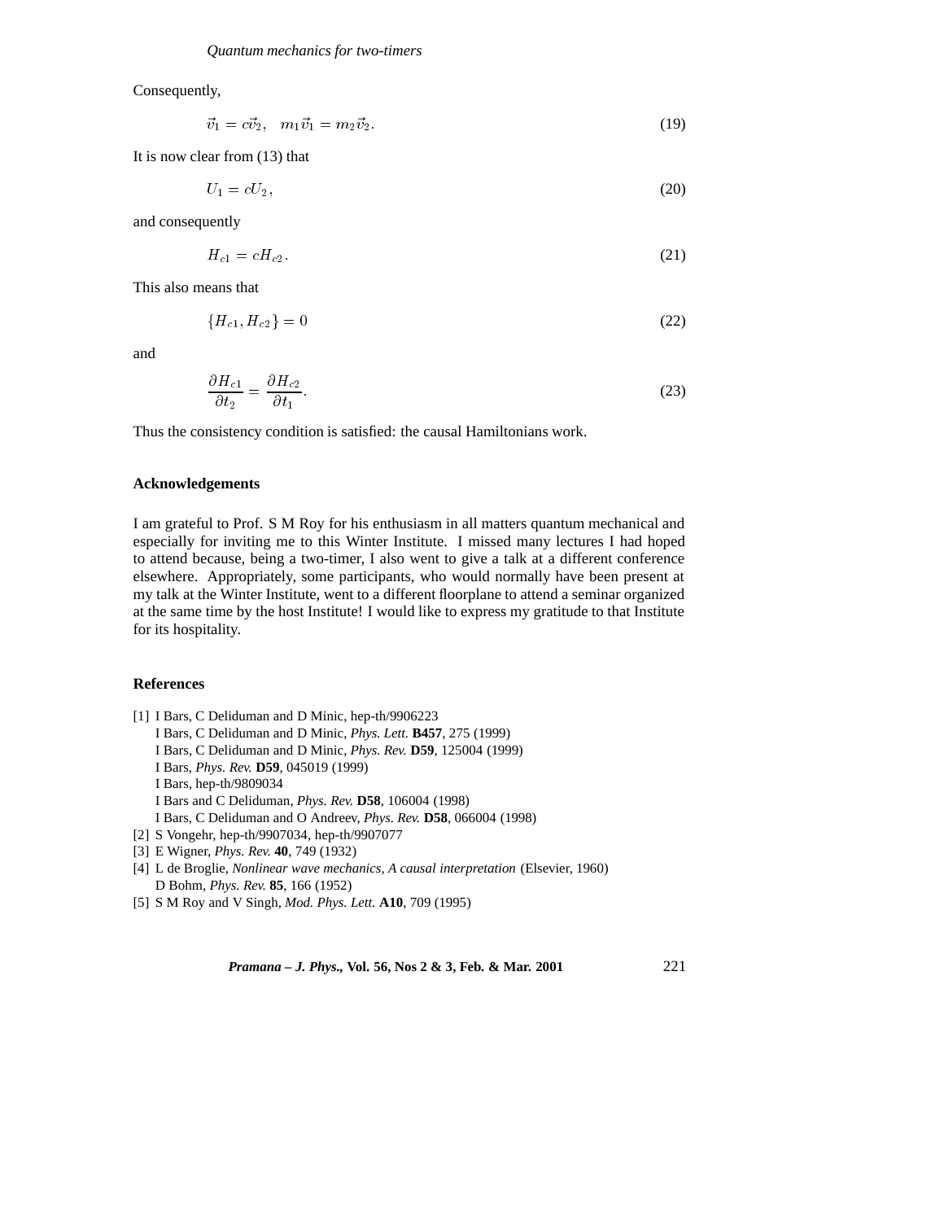Consequently,

$$\vec{v}_1 = c\vec{v}_2, \quad m_1\vec{v}_1 = m_2\vec{v}_2. \tag{19}$$

It is now clear from (13) that

$$U_1 = cU_2, \tag{20}$$

and consequently

$$H_{c1} = cH_{c2}. \tag{21}$$

This also means that

$$\{H_{c1}, H_{c2}\} = 0 \tag{22}$$

and

$$\frac{\partial H_{c1}}{\partial t_2} = \frac{\partial H_{c2}}{\partial t_1}. \tag{23}$$

Thus the consistency condition is satisfied: the causal Hamiltonians work.

## Acknowledgements

I am grateful to Prof. S M Roy for his enthusiasm in all matters quantum mechanical and especially for inviting me to this Winter Institute. I missed many lectures I had hoped to attend because, being a two-timer, I also went to give a talk at a different conference elsewhere. Appropriately, some participants, who would normally have been present at my talk at the Winter Institute, went to a different floorplane to attend a seminar organized at the same time by the host Institute! I would like to express my gratitude to that Institute for its hospitality.

## References

[1] I Bars, C Deliduman and D Minic, hep-th/9906223
I Bars, C Deliduman and D Minic, *Phys. Lett.* **B457**, 275 (1999)
I Bars, C Deliduman and D Minic, *Phys. Rev.* **D59**, 125004 (1999)
I Bars, *Phys. Rev.* **D59**, 045019 (1999)
I Bars, hep-th/9809034
I Bars and C Deliduman, *Phys. Rev.* **D58**, 106004 (1998)
I Bars, C Deliduman and O Andreev, *Phys. Rev.* **D58**, 066004 (1998)

[2] S Vongehr, hep-th/9907034, hep-th/9907077

[3] E Wigner, *Phys. Rev.* **40**, 749 (1932)

[4] L de Broglie, *Nonlinear wave mechanics, A causal interpretation* (Elsevier, 1960)
D Bohm, *Phys. Rev.* **85**, 166 (1952)

[5] S M Roy and V Singh, *Mod. Phys. Lett.* **A10**, 709 (1995)